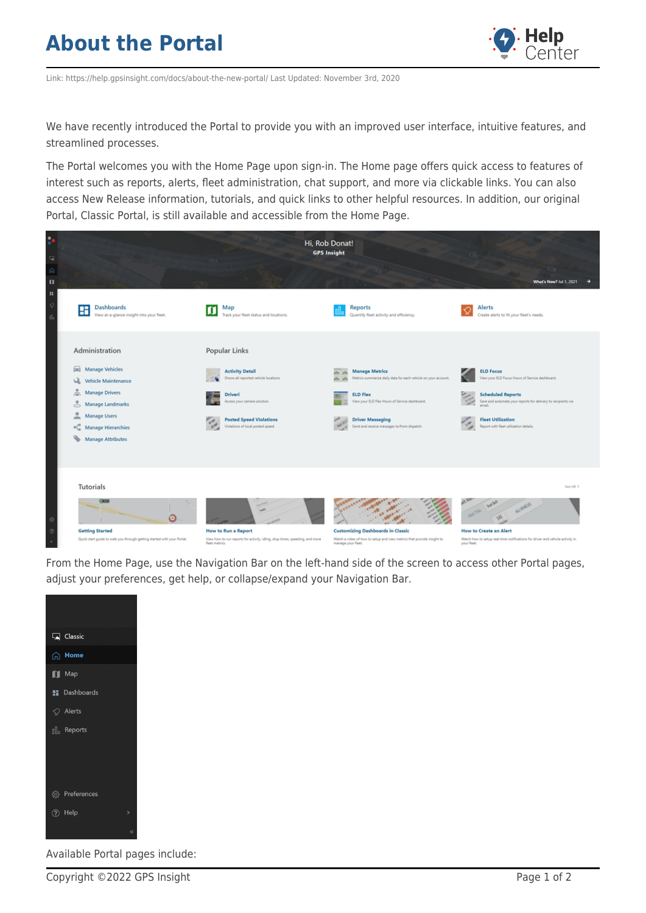# About the Portal

Link: https://help.gpsinsight.com/docs/about-the-new-portal/ Last Updated: November 3rd, 2020

We have recently introduced the Portal to provide you with an improved user interface, intuitive features, and streamlined processes.

The Portal welcomes you with the Home Page upon sign-in. The Home page offers quick access to features of interest such as reports, alerts, fleet administration, chat support, and more via clickable links. You can also access New Release information, tutorials, and quick links to other helpful resources. In addition, our original Portal, Classic Portal, is still available and accessible from the Home Page.

From the Home Page, use the Navigation Bar on the left-hand side of the screen to access other Portal pages, adjust your preferences, get help, or collapse/expand your Navigation Bar.

Available Portal pages include: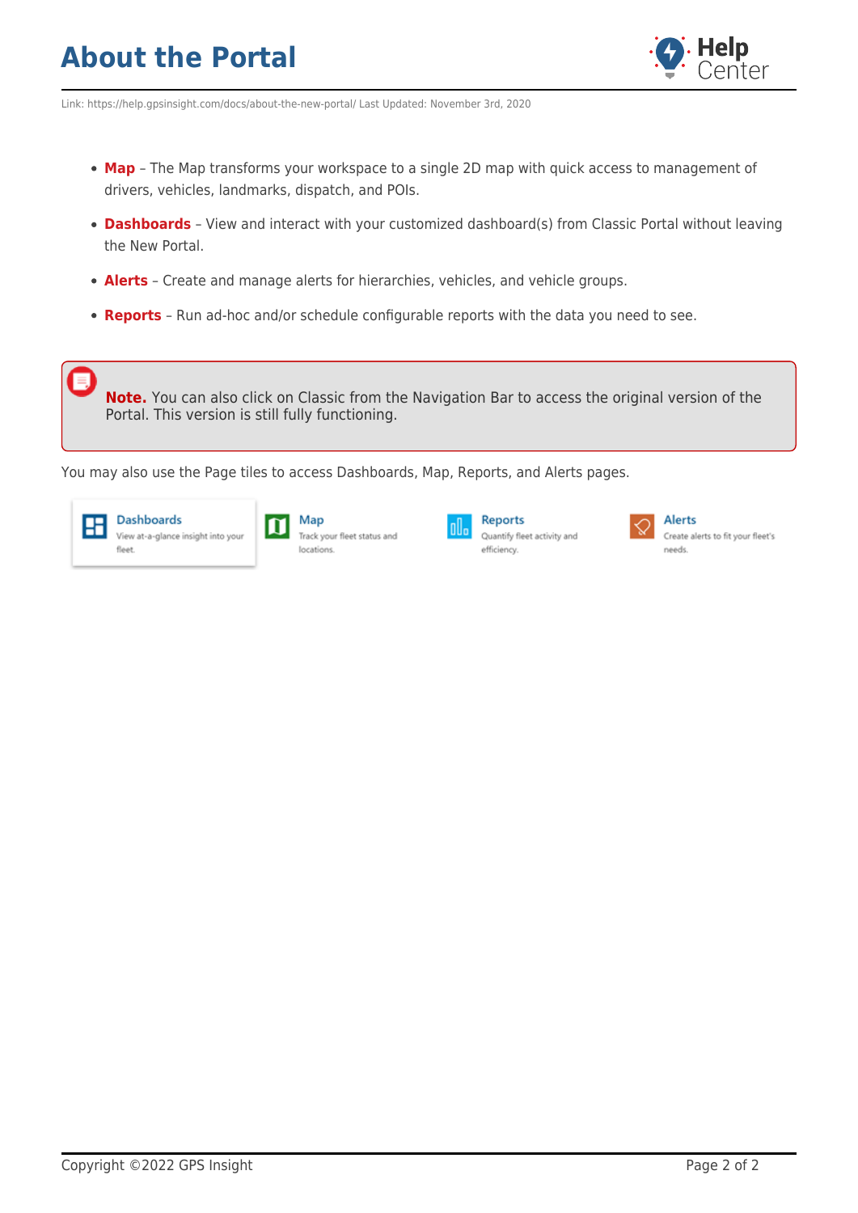- **Map** – The Map transforms your workspace to a single 2D map with quick access to management of drivers, vehicles, landmarks, dispatch, and POIs.
- **Dashboards** – View and interact with your customized dashboard(s) from Classic Portal without leaving the New Portal.
- **Alerts** – Create and manage alerts for hierarchies, vehicles, and vehicle groups.
- **Reports** – Run ad-hoc and/or schedule configurable reports with the data you need to see.

> **Note.** You can also click on Classic from the Navigation Bar to access the original version of the Portal. This version is still fully functioning.

You may also use the Page tiles to access Dashboards, Map, Reports, and Alerts pages.

**Dashboards**
View at-a-glance insight into your fleet.

**Map**
Track your fleet status and locations.

**Reports**
Quantify fleet activity and efficiency.

**Alerts**
Create alerts to fit your fleet's needs.